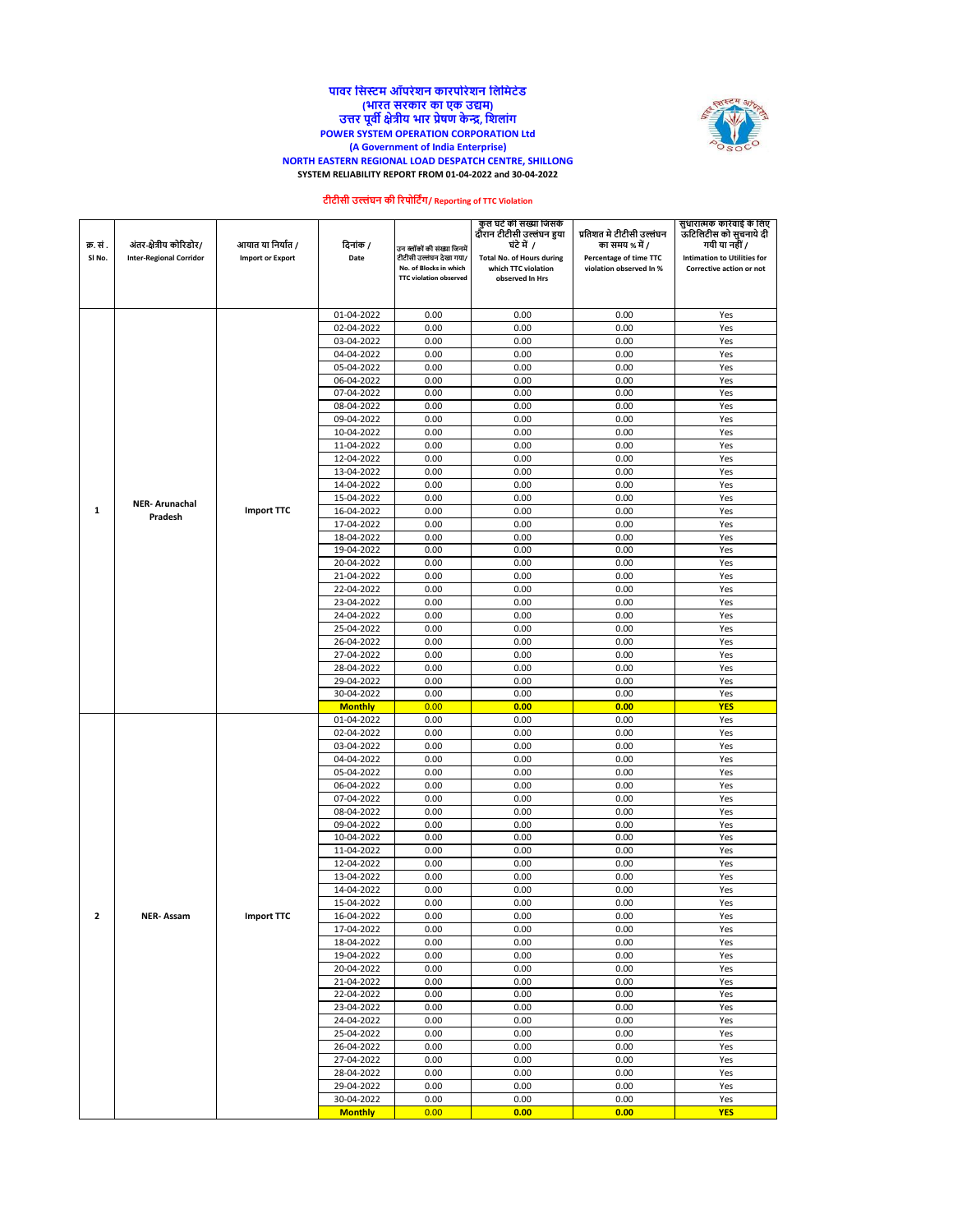# पावर सिस्टम ऑपरेशन कारपोरेशन लिमिटेड
## (भारत सरकार का एक उद्यम)
## उत्तर पूर्वी क्षेत्रीय भार प्रेषण केन्द्र, शिलांग
## POWER SYSTEM OPERATION CORPORATION Ltd
## (A Government of India Enterprise)
## NORTH EASTERN REGIONAL LOAD DESPATCH CENTRE, SHILLONG

**SYSTEM RELIABILITY REPORT FROM 01-04-2022 and 30-04-2022**

**टीटीसी उल्लंघन की रिपोर्टिंग/ Reporting of TTC Violation**

| क्र. सं. / Sl No. | अंतर-क्षेत्रीय कोरिडोर/ Inter-Regional Corridor | आयात या निर्यात / Import or Export | दिनांक / Date | उन ब्लॉकों की संख्या जिनमें टीटीसी उल्लंघन देखा गया/ No. of Blocks in which TTC violation observed | कुल घंटे की संख्या जिसके दौरान टीटीसी उल्लंघन हुआ घंटे में / Total No. of Hours during which TTC violation observed In Hrs | प्रतिशत मे टीटीसी उल्लंघन का समय % में / Percentage of time TTC violation observed In % | सुधारात्मक कारवाई के लिए ऊटिलिटीस को सुचनाये दी गयी या नहीं / Intimation to Utilities for Corrective action or not |
|---|---|---|---|---|---|---|---|
| 1 | NER- Arunachal Pradesh | Import TTC | 01-04-2022 | 0.00 | 0.00 | 0.00 | Yes |
| | | | 02-04-2022 | 0.00 | 0.00 | 0.00 | Yes |
| | | | 03-04-2022 | 0.00 | 0.00 | 0.00 | Yes |
| | | | 04-04-2022 | 0.00 | 0.00 | 0.00 | Yes |
| | | | 05-04-2022 | 0.00 | 0.00 | 0.00 | Yes |
| | | | 06-04-2022 | 0.00 | 0.00 | 0.00 | Yes |
| | | | 07-04-2022 | 0.00 | 0.00 | 0.00 | Yes |
| | | | 08-04-2022 | 0.00 | 0.00 | 0.00 | Yes |
| | | | 09-04-2022 | 0.00 | 0.00 | 0.00 | Yes |
| | | | 10-04-2022 | 0.00 | 0.00 | 0.00 | Yes |
| | | | 11-04-2022 | 0.00 | 0.00 | 0.00 | Yes |
| | | | 12-04-2022 | 0.00 | 0.00 | 0.00 | Yes |
| | | | 13-04-2022 | 0.00 | 0.00 | 0.00 | Yes |
| | | | 14-04-2022 | 0.00 | 0.00 | 0.00 | Yes |
| | | | 15-04-2022 | 0.00 | 0.00 | 0.00 | Yes |
| | | | 16-04-2022 | 0.00 | 0.00 | 0.00 | Yes |
| | | | 17-04-2022 | 0.00 | 0.00 | 0.00 | Yes |
| | | | 18-04-2022 | 0.00 | 0.00 | 0.00 | Yes |
| | | | 19-04-2022 | 0.00 | 0.00 | 0.00 | Yes |
| | | | 20-04-2022 | 0.00 | 0.00 | 0.00 | Yes |
| | | | 21-04-2022 | 0.00 | 0.00 | 0.00 | Yes |
| | | | 22-04-2022 | 0.00 | 0.00 | 0.00 | Yes |
| | | | 23-04-2022 | 0.00 | 0.00 | 0.00 | Yes |
| | | | 24-04-2022 | 0.00 | 0.00 | 0.00 | Yes |
| | | | 25-04-2022 | 0.00 | 0.00 | 0.00 | Yes |
| | | | 26-04-2022 | 0.00 | 0.00 | 0.00 | Yes |
| | | | 27-04-2022 | 0.00 | 0.00 | 0.00 | Yes |
| | | | 28-04-2022 | 0.00 | 0.00 | 0.00 | Yes |
| | | | 29-04-2022 | 0.00 | 0.00 | 0.00 | Yes |
| | | | 30-04-2022 | 0.00 | 0.00 | 0.00 | Yes |
| | | | **Monthly** | 0.00 | **0.00** | **0.00** | **YES** |
| 2 | NER- Assam | Import TTC | 01-04-2022 | 0.00 | 0.00 | 0.00 | Yes |
| | | | 02-04-2022 | 0.00 | 0.00 | 0.00 | Yes |
| | | | 03-04-2022 | 0.00 | 0.00 | 0.00 | Yes |
| | | | 04-04-2022 | 0.00 | 0.00 | 0.00 | Yes |
| | | | 05-04-2022 | 0.00 | 0.00 | 0.00 | Yes |
| | | | 06-04-2022 | 0.00 | 0.00 | 0.00 | Yes |
| | | | 07-04-2022 | 0.00 | 0.00 | 0.00 | Yes |
| | | | 08-04-2022 | 0.00 | 0.00 | 0.00 | Yes |
| | | | 09-04-2022 | 0.00 | 0.00 | 0.00 | Yes |
| | | | 10-04-2022 | 0.00 | 0.00 | 0.00 | Yes |
| | | | 11-04-2022 | 0.00 | 0.00 | 0.00 | Yes |
| | | | 12-04-2022 | 0.00 | 0.00 | 0.00 | Yes |
| | | | 13-04-2022 | 0.00 | 0.00 | 0.00 | Yes |
| | | | 14-04-2022 | 0.00 | 0.00 | 0.00 | Yes |
| | | | 15-04-2022 | 0.00 | 0.00 | 0.00 | Yes |
| | | | 16-04-2022 | 0.00 | 0.00 | 0.00 | Yes |
| | | | 17-04-2022 | 0.00 | 0.00 | 0.00 | Yes |
| | | | 18-04-2022 | 0.00 | 0.00 | 0.00 | Yes |
| | | | 19-04-2022 | 0.00 | 0.00 | 0.00 | Yes |
| | | | 20-04-2022 | 0.00 | 0.00 | 0.00 | Yes |
| | | | 21-04-2022 | 0.00 | 0.00 | 0.00 | Yes |
| | | | 22-04-2022 | 0.00 | 0.00 | 0.00 | Yes |
| | | | 23-04-2022 | 0.00 | 0.00 | 0.00 | Yes |
| | | | 24-04-2022 | 0.00 | 0.00 | 0.00 | Yes |
| | | | 25-04-2022 | 0.00 | 0.00 | 0.00 | Yes |
| | | | 26-04-2022 | 0.00 | 0.00 | 0.00 | Yes |
| | | | 27-04-2022 | 0.00 | 0.00 | 0.00 | Yes |
| | | | 28-04-2022 | 0.00 | 0.00 | 0.00 | Yes |
| | | | 29-04-2022 | 0.00 | 0.00 | 0.00 | Yes |
| | | | 30-04-2022 | 0.00 | 0.00 | 0.00 | Yes |
| | | | **Monthly** | 0.00 | **0.00** | **0.00** | **YES** |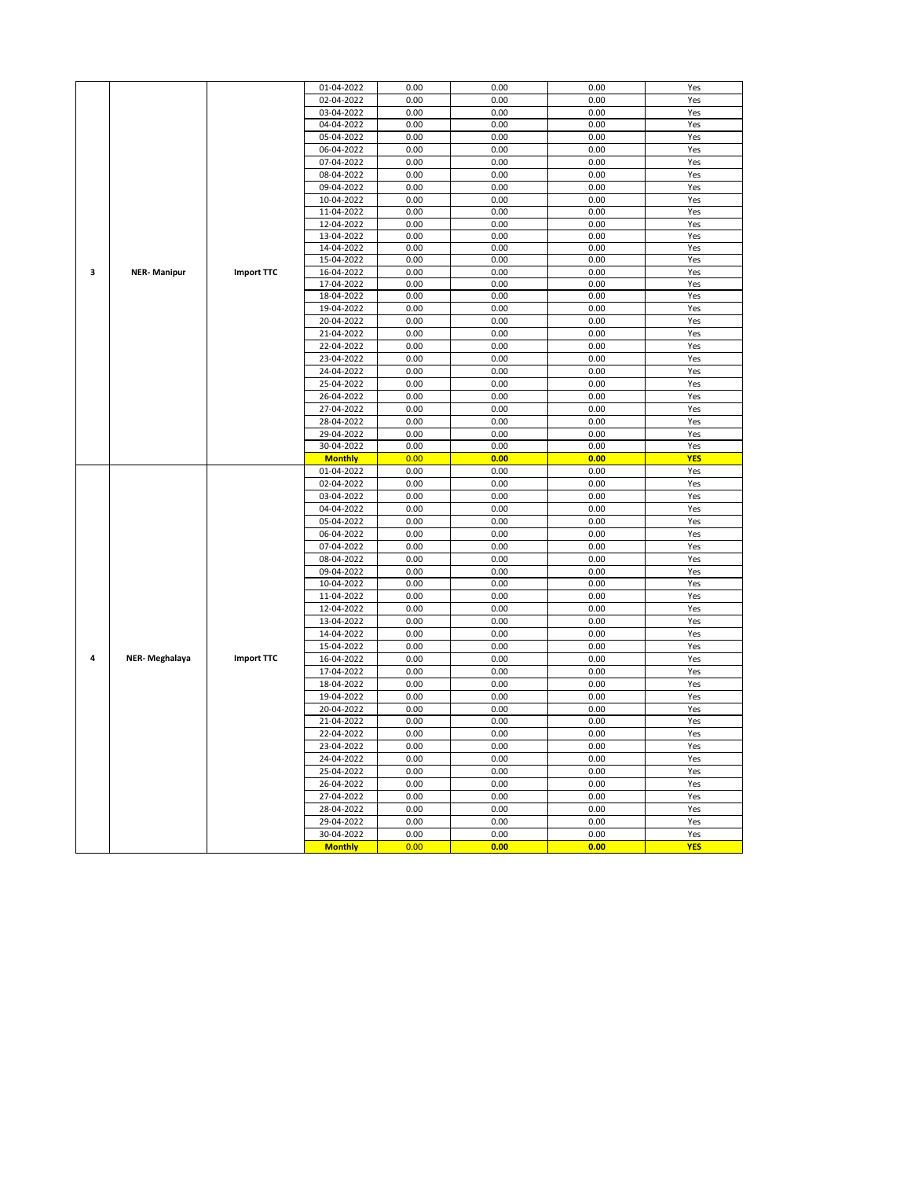| | | | | | | | |
|---|---|---|---|---|---|---|---|
| 3 | NER- Manipur | Import TTC | 01-04-2022 | 0.00 | 0.00 | 0.00 | Yes |
| | | | 02-04-2022 | 0.00 | 0.00 | 0.00 | Yes |
| | | | 03-04-2022 | 0.00 | 0.00 | 0.00 | Yes |
| | | | 04-04-2022 | 0.00 | 0.00 | 0.00 | Yes |
| | | | 05-04-2022 | 0.00 | 0.00 | 0.00 | Yes |
| | | | 06-04-2022 | 0.00 | 0.00 | 0.00 | Yes |
| | | | 07-04-2022 | 0.00 | 0.00 | 0.00 | Yes |
| | | | 08-04-2022 | 0.00 | 0.00 | 0.00 | Yes |
| | | | 09-04-2022 | 0.00 | 0.00 | 0.00 | Yes |
| | | | 10-04-2022 | 0.00 | 0.00 | 0.00 | Yes |
| | | | 11-04-2022 | 0.00 | 0.00 | 0.00 | Yes |
| | | | 12-04-2022 | 0.00 | 0.00 | 0.00 | Yes |
| | | | 13-04-2022 | 0.00 | 0.00 | 0.00 | Yes |
| | | | 14-04-2022 | 0.00 | 0.00 | 0.00 | Yes |
| | | | 15-04-2022 | 0.00 | 0.00 | 0.00 | Yes |
| | | | 16-04-2022 | 0.00 | 0.00 | 0.00 | Yes |
| | | | 17-04-2022 | 0.00 | 0.00 | 0.00 | Yes |
| | | | 18-04-2022 | 0.00 | 0.00 | 0.00 | Yes |
| | | | 19-04-2022 | 0.00 | 0.00 | 0.00 | Yes |
| | | | 20-04-2022 | 0.00 | 0.00 | 0.00 | Yes |
| | | | 21-04-2022 | 0.00 | 0.00 | 0.00 | Yes |
| | | | 22-04-2022 | 0.00 | 0.00 | 0.00 | Yes |
| | | | 23-04-2022 | 0.00 | 0.00 | 0.00 | Yes |
| | | | 24-04-2022 | 0.00 | 0.00 | 0.00 | Yes |
| | | | 25-04-2022 | 0.00 | 0.00 | 0.00 | Yes |
| | | | 26-04-2022 | 0.00 | 0.00 | 0.00 | Yes |
| | | | 27-04-2022 | 0.00 | 0.00 | 0.00 | Yes |
| | | | 28-04-2022 | 0.00 | 0.00 | 0.00 | Yes |
| | | | 29-04-2022 | 0.00 | 0.00 | 0.00 | Yes |
| | | | 30-04-2022 | 0.00 | 0.00 | 0.00 | Yes |
| | | | **Monthly** | 0.00 | **0.00** | **0.00** | **YES** |
| 4 | NER- Meghalaya | Import TTC | 01-04-2022 | 0.00 | 0.00 | 0.00 | Yes |
| | | | 02-04-2022 | 0.00 | 0.00 | 0.00 | Yes |
| | | | 03-04-2022 | 0.00 | 0.00 | 0.00 | Yes |
| | | | 04-04-2022 | 0.00 | 0.00 | 0.00 | Yes |
| | | | 05-04-2022 | 0.00 | 0.00 | 0.00 | Yes |
| | | | 06-04-2022 | 0.00 | 0.00 | 0.00 | Yes |
| | | | 07-04-2022 | 0.00 | 0.00 | 0.00 | Yes |
| | | | 08-04-2022 | 0.00 | 0.00 | 0.00 | Yes |
| | | | 09-04-2022 | 0.00 | 0.00 | 0.00 | Yes |
| | | | 10-04-2022 | 0.00 | 0.00 | 0.00 | Yes |
| | | | 11-04-2022 | 0.00 | 0.00 | 0.00 | Yes |
| | | | 12-04-2022 | 0.00 | 0.00 | 0.00 | Yes |
| | | | 13-04-2022 | 0.00 | 0.00 | 0.00 | Yes |
| | | | 14-04-2022 | 0.00 | 0.00 | 0.00 | Yes |
| | | | 15-04-2022 | 0.00 | 0.00 | 0.00 | Yes |
| | | | 16-04-2022 | 0.00 | 0.00 | 0.00 | Yes |
| | | | 17-04-2022 | 0.00 | 0.00 | 0.00 | Yes |
| | | | 18-04-2022 | 0.00 | 0.00 | 0.00 | Yes |
| | | | 19-04-2022 | 0.00 | 0.00 | 0.00 | Yes |
| | | | 20-04-2022 | 0.00 | 0.00 | 0.00 | Yes |
| | | | 21-04-2022 | 0.00 | 0.00 | 0.00 | Yes |
| | | | 22-04-2022 | 0.00 | 0.00 | 0.00 | Yes |
| | | | 23-04-2022 | 0.00 | 0.00 | 0.00 | Yes |
| | | | 24-04-2022 | 0.00 | 0.00 | 0.00 | Yes |
| | | | 25-04-2022 | 0.00 | 0.00 | 0.00 | Yes |
| | | | 26-04-2022 | 0.00 | 0.00 | 0.00 | Yes |
| | | | 27-04-2022 | 0.00 | 0.00 | 0.00 | Yes |
| | | | 28-04-2022 | 0.00 | 0.00 | 0.00 | Yes |
| | | | 29-04-2022 | 0.00 | 0.00 | 0.00 | Yes |
| | | | 30-04-2022 | 0.00 | 0.00 | 0.00 | Yes |
| | | | **Monthly** | 0.00 | **0.00** | **0.00** | **YES** |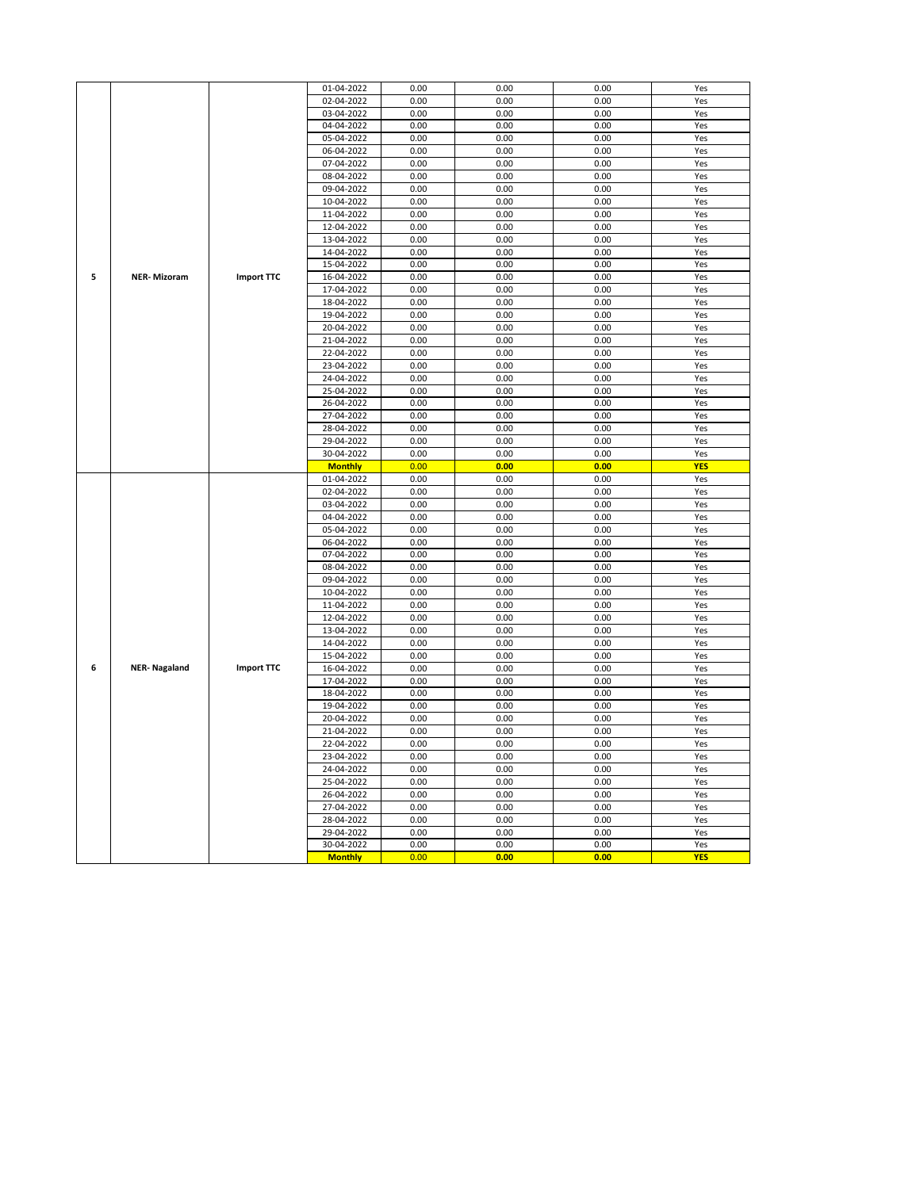| | | | 01-04-2022 | 0.00 | 0.00 | 0.00 | Yes |
|---|---|---|---|---|---|---|---|
| | | | 02-04-2022 | 0.00 | 0.00 | 0.00 | Yes |
| | | | 03-04-2022 | 0.00 | 0.00 | 0.00 | Yes |
| | | | 04-04-2022 | 0.00 | 0.00 | 0.00 | Yes |
| | | | 05-04-2022 | 0.00 | 0.00 | 0.00 | Yes |
| | | | 06-04-2022 | 0.00 | 0.00 | 0.00 | Yes |
| | | | 07-04-2022 | 0.00 | 0.00 | 0.00 | Yes |
| | | | 08-04-2022 | 0.00 | 0.00 | 0.00 | Yes |
| | | | 09-04-2022 | 0.00 | 0.00 | 0.00 | Yes |
| | | | 10-04-2022 | 0.00 | 0.00 | 0.00 | Yes |
| | | | 11-04-2022 | 0.00 | 0.00 | 0.00 | Yes |
| | | | 12-04-2022 | 0.00 | 0.00 | 0.00 | Yes |
| | | | 13-04-2022 | 0.00 | 0.00 | 0.00 | Yes |
| | | | 14-04-2022 | 0.00 | 0.00 | 0.00 | Yes |
| | | | 15-04-2022 | 0.00 | 0.00 | 0.00 | Yes |
| **5** | **NER- Mizoram** | **Import TTC** | 16-04-2022 | 0.00 | 0.00 | 0.00 | Yes |
| | | | 17-04-2022 | 0.00 | 0.00 | 0.00 | Yes |
| | | | 18-04-2022 | 0.00 | 0.00 | 0.00 | Yes |
| | | | 19-04-2022 | 0.00 | 0.00 | 0.00 | Yes |
| | | | 20-04-2022 | 0.00 | 0.00 | 0.00 | Yes |
| | | | 21-04-2022 | 0.00 | 0.00 | 0.00 | Yes |
| | | | 22-04-2022 | 0.00 | 0.00 | 0.00 | Yes |
| | | | 23-04-2022 | 0.00 | 0.00 | 0.00 | Yes |
| | | | 24-04-2022 | 0.00 | 0.00 | 0.00 | Yes |
| | | | 25-04-2022 | 0.00 | 0.00 | 0.00 | Yes |
| | | | 26-04-2022 | 0.00 | 0.00 | 0.00 | Yes |
| | | | 27-04-2022 | 0.00 | 0.00 | 0.00 | Yes |
| | | | 28-04-2022 | 0.00 | 0.00 | 0.00 | Yes |
| | | | 29-04-2022 | 0.00 | 0.00 | 0.00 | Yes |
| | | | 30-04-2022 | 0.00 | 0.00 | 0.00 | Yes |
| | | | **Monthly** | 0.00 | **0.00** | **0.00** | **YES** |
| | | | 01-04-2022 | 0.00 | 0.00 | 0.00 | Yes |
| | | | 02-04-2022 | 0.00 | 0.00 | 0.00 | Yes |
| | | | 03-04-2022 | 0.00 | 0.00 | 0.00 | Yes |
| | | | 04-04-2022 | 0.00 | 0.00 | 0.00 | Yes |
| | | | 05-04-2022 | 0.00 | 0.00 | 0.00 | Yes |
| | | | 06-04-2022 | 0.00 | 0.00 | 0.00 | Yes |
| | | | 07-04-2022 | 0.00 | 0.00 | 0.00 | Yes |
| | | | 08-04-2022 | 0.00 | 0.00 | 0.00 | Yes |
| | | | 09-04-2022 | 0.00 | 0.00 | 0.00 | Yes |
| | | | 10-04-2022 | 0.00 | 0.00 | 0.00 | Yes |
| | | | 11-04-2022 | 0.00 | 0.00 | 0.00 | Yes |
| | | | 12-04-2022 | 0.00 | 0.00 | 0.00 | Yes |
| | | | 13-04-2022 | 0.00 | 0.00 | 0.00 | Yes |
| | | | 14-04-2022 | 0.00 | 0.00 | 0.00 | Yes |
| | | | 15-04-2022 | 0.00 | 0.00 | 0.00 | Yes |
| **6** | **NER- Nagaland** | **Import TTC** | 16-04-2022 | 0.00 | 0.00 | 0.00 | Yes |
| | | | 17-04-2022 | 0.00 | 0.00 | 0.00 | Yes |
| | | | 18-04-2022 | 0.00 | 0.00 | 0.00 | Yes |
| | | | 19-04-2022 | 0.00 | 0.00 | 0.00 | Yes |
| | | | 20-04-2022 | 0.00 | 0.00 | 0.00 | Yes |
| | | | 21-04-2022 | 0.00 | 0.00 | 0.00 | Yes |
| | | | 22-04-2022 | 0.00 | 0.00 | 0.00 | Yes |
| | | | 23-04-2022 | 0.00 | 0.00 | 0.00 | Yes |
| | | | 24-04-2022 | 0.00 | 0.00 | 0.00 | Yes |
| | | | 25-04-2022 | 0.00 | 0.00 | 0.00 | Yes |
| | | | 26-04-2022 | 0.00 | 0.00 | 0.00 | Yes |
| | | | 27-04-2022 | 0.00 | 0.00 | 0.00 | Yes |
| | | | 28-04-2022 | 0.00 | 0.00 | 0.00 | Yes |
| | | | 29-04-2022 | 0.00 | 0.00 | 0.00 | Yes |
| | | | 30-04-2022 | 0.00 | 0.00 | 0.00 | Yes |
| | | | **Monthly** | 0.00 | **0.00** | **0.00** | **YES** |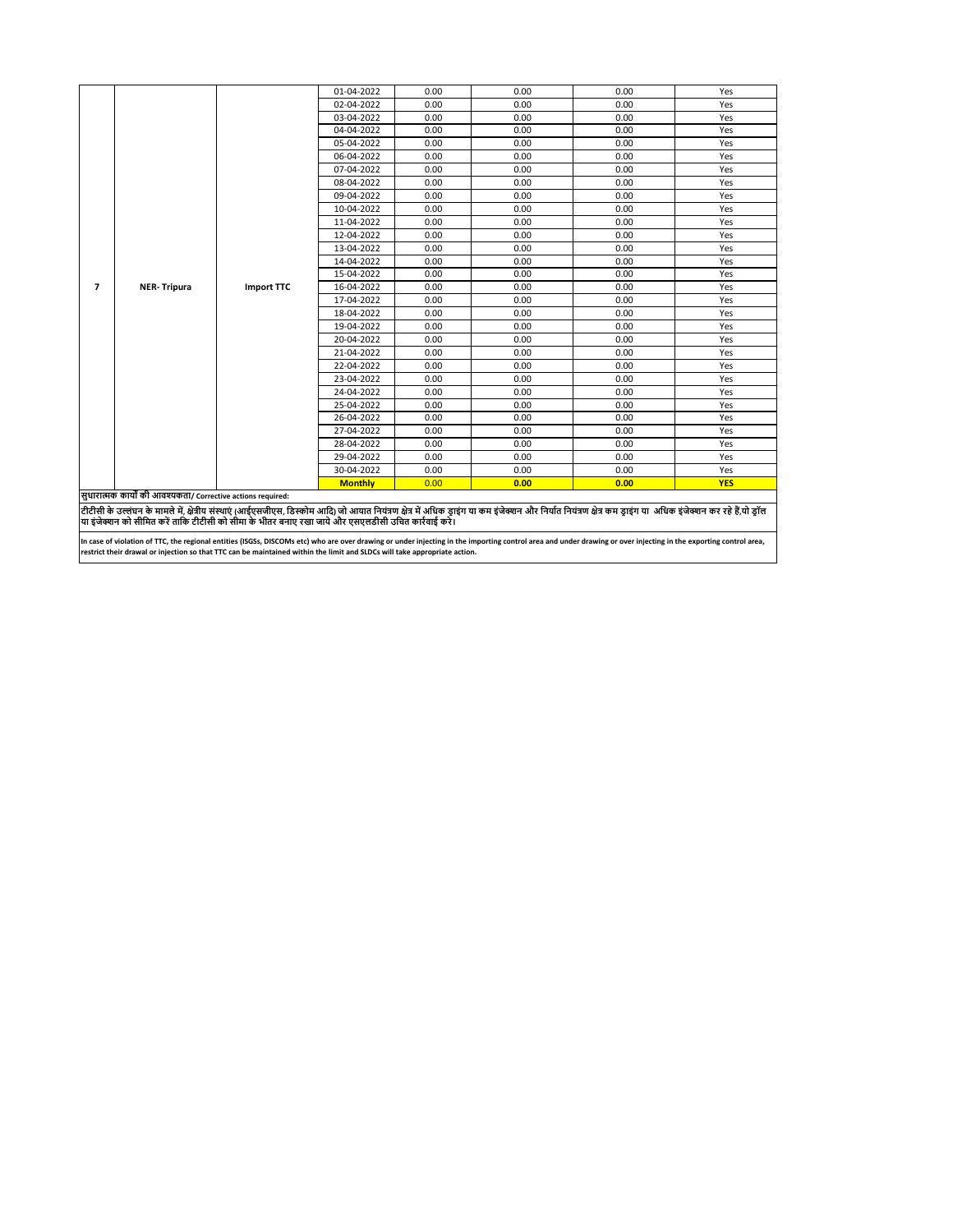| | | | | | | | |
|---|---|---|---|---|---|---|---|
| 7 | NER- Tripura | Import TTC | 01-04-2022 | 0.00 | 0.00 | 0.00 | Yes |
| | | | 02-04-2022 | 0.00 | 0.00 | 0.00 | Yes |
| | | | 03-04-2022 | 0.00 | 0.00 | 0.00 | Yes |
| | | | 04-04-2022 | 0.00 | 0.00 | 0.00 | Yes |
| | | | 05-04-2022 | 0.00 | 0.00 | 0.00 | Yes |
| | | | 06-04-2022 | 0.00 | 0.00 | 0.00 | Yes |
| | | | 07-04-2022 | 0.00 | 0.00 | 0.00 | Yes |
| | | | 08-04-2022 | 0.00 | 0.00 | 0.00 | Yes |
| | | | 09-04-2022 | 0.00 | 0.00 | 0.00 | Yes |
| | | | 10-04-2022 | 0.00 | 0.00 | 0.00 | Yes |
| | | | 11-04-2022 | 0.00 | 0.00 | 0.00 | Yes |
| | | | 12-04-2022 | 0.00 | 0.00 | 0.00 | Yes |
| | | | 13-04-2022 | 0.00 | 0.00 | 0.00 | Yes |
| | | | 14-04-2022 | 0.00 | 0.00 | 0.00 | Yes |
| | | | 15-04-2022 | 0.00 | 0.00 | 0.00 | Yes |
| | | | 16-04-2022 | 0.00 | 0.00 | 0.00 | Yes |
| | | | 17-04-2022 | 0.00 | 0.00 | 0.00 | Yes |
| | | | 18-04-2022 | 0.00 | 0.00 | 0.00 | Yes |
| | | | 19-04-2022 | 0.00 | 0.00 | 0.00 | Yes |
| | | | 20-04-2022 | 0.00 | 0.00 | 0.00 | Yes |
| | | | 21-04-2022 | 0.00 | 0.00 | 0.00 | Yes |
| | | | 22-04-2022 | 0.00 | 0.00 | 0.00 | Yes |
| | | | 23-04-2022 | 0.00 | 0.00 | 0.00 | Yes |
| | | | 24-04-2022 | 0.00 | 0.00 | 0.00 | Yes |
| | | | 25-04-2022 | 0.00 | 0.00 | 0.00 | Yes |
| | | | 26-04-2022 | 0.00 | 0.00 | 0.00 | Yes |
| | | | 27-04-2022 | 0.00 | 0.00 | 0.00 | Yes |
| | | | 28-04-2022 | 0.00 | 0.00 | 0.00 | Yes |
| | | | 29-04-2022 | 0.00 | 0.00 | 0.00 | Yes |
| | | | 30-04-2022 | 0.00 | 0.00 | 0.00 | Yes |
| | | | **Monthly** | 0.00 | **0.00** | **0.00** | **YES** |

**सुधारात्मक कार्यों की आवश्यकता/ Corrective actions required:**

**टीटीसी के उल्लंघन के मामले में, क्षेत्रीय संस्थाएं (आईएसजीएस, डिस्कोम आदि) जो आयात नियंत्रण क्षेत्र में अधिक ड्राइंग या कम इंजेक्शन और निर्यात नियंत्रण क्षेत्र कम ड्राइंग या अधिक इंजेक्शन कर रहे हैं,वो ड्रॉल या इंजेक्शन को सीमित करें ताकि टीटीसी को सीमा के भीतर बनाए रखा जाये और एसएलडीसी उचित कार्रवाई करें।**

**In case of violation of TTC, the regional entities (ISGSs, DISCOMs etc) who are over drawing or under injecting in the importing control area and under drawing or over injecting in the exporting control area, restrict their drawal or injection so that TTC can be maintained within the limit and SLDCs will take appropriate action.**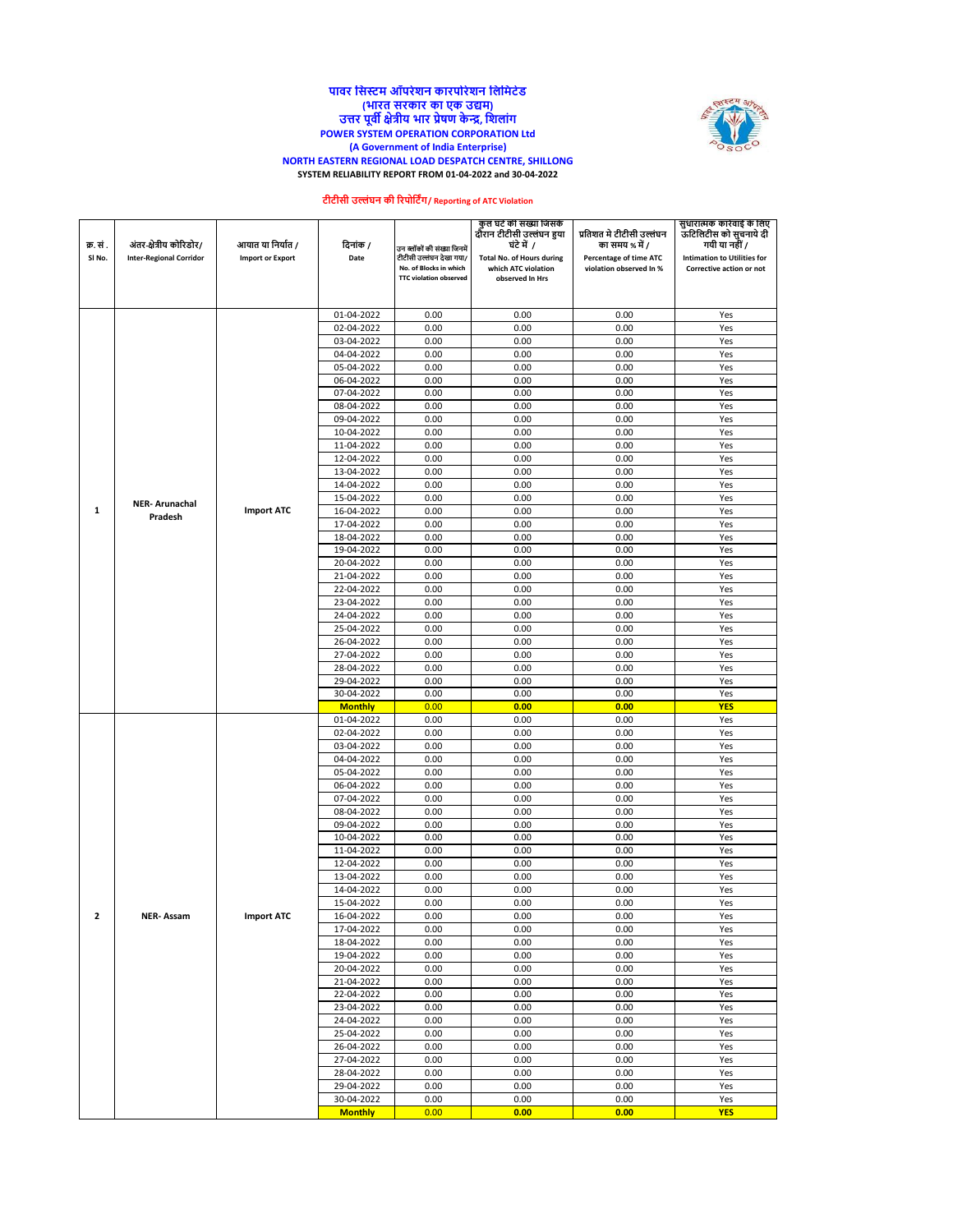**पावर सिस्टम ऑपरेशन कारपोरेशन लिमिटेड**
**(भारत सरकार का एक उद्यम)**
**उत्तर पूर्वी क्षेत्रीय भार प्रेषण केन्द्र, शिलांग**
**POWER SYSTEM OPERATION CORPORATION Ltd**
**(A Government of India Enterprise)**
**NORTH EASTERN REGIONAL LOAD DESPATCH CENTRE, SHILLONG**
**SYSTEM RELIABILITY REPORT FROM 01-04-2022 and 30-04-2022**

**टीटीसी उल्लंघन की रिपोर्टिंग/ Reporting of ATC Violation**

| क्र. सं. SI No. | अंतर-क्षेत्रीय कोरिडोर/ Inter-Regional Corridor | आयात या निर्यात / Import or Export | दिनांक / Date | उन ब्लॉकों की संख्या जिनमें टीटीसी उल्लंघन देखा गया/ No. of Blocks in which TTC violation observed | कुल घंटे की संख्या जिसके दौरान टीटीसी उल्लंघन हुया घंटे में / Total No. of Hours during which ATC violation observed In Hrs | प्रतिशत मे टीटीसी उल्लंघन का समय % में / Percentage of time ATC violation observed In % | सुधारात्मक कारवाई के लिए ऊटिलिटीस को सुचनाये दी गयी या नहीं / Intimation to Utilities for Corrective action or not |
|---|---|---|---|---|---|---|---|
| 1 | NER- Arunachal Pradesh | Import ATC | 01-04-2022 | 0.00 | 0.00 | 0.00 | Yes |
| | | | 02-04-2022 | 0.00 | 0.00 | 0.00 | Yes |
| | | | 03-04-2022 | 0.00 | 0.00 | 0.00 | Yes |
| | | | 04-04-2022 | 0.00 | 0.00 | 0.00 | Yes |
| | | | 05-04-2022 | 0.00 | 0.00 | 0.00 | Yes |
| | | | 06-04-2022 | 0.00 | 0.00 | 0.00 | Yes |
| | | | 07-04-2022 | 0.00 | 0.00 | 0.00 | Yes |
| | | | 08-04-2022 | 0.00 | 0.00 | 0.00 | Yes |
| | | | 09-04-2022 | 0.00 | 0.00 | 0.00 | Yes |
| | | | 10-04-2022 | 0.00 | 0.00 | 0.00 | Yes |
| | | | 11-04-2022 | 0.00 | 0.00 | 0.00 | Yes |
| | | | 12-04-2022 | 0.00 | 0.00 | 0.00 | Yes |
| | | | 13-04-2022 | 0.00 | 0.00 | 0.00 | Yes |
| | | | 14-04-2022 | 0.00 | 0.00 | 0.00 | Yes |
| | | | 15-04-2022 | 0.00 | 0.00 | 0.00 | Yes |
| | | | 16-04-2022 | 0.00 | 0.00 | 0.00 | Yes |
| | | | 17-04-2022 | 0.00 | 0.00 | 0.00 | Yes |
| | | | 18-04-2022 | 0.00 | 0.00 | 0.00 | Yes |
| | | | 19-04-2022 | 0.00 | 0.00 | 0.00 | Yes |
| | | | 20-04-2022 | 0.00 | 0.00 | 0.00 | Yes |
| | | | 21-04-2022 | 0.00 | 0.00 | 0.00 | Yes |
| | | | 22-04-2022 | 0.00 | 0.00 | 0.00 | Yes |
| | | | 23-04-2022 | 0.00 | 0.00 | 0.00 | Yes |
| | | | 24-04-2022 | 0.00 | 0.00 | 0.00 | Yes |
| | | | 25-04-2022 | 0.00 | 0.00 | 0.00 | Yes |
| | | | 26-04-2022 | 0.00 | 0.00 | 0.00 | Yes |
| | | | 27-04-2022 | 0.00 | 0.00 | 0.00 | Yes |
| | | | 28-04-2022 | 0.00 | 0.00 | 0.00 | Yes |
| | | | 29-04-2022 | 0.00 | 0.00 | 0.00 | Yes |
| | | | 30-04-2022 | 0.00 | 0.00 | 0.00 | Yes |
| | | | **Monthly** | 0.00 | **0.00** | **0.00** | **YES** |
| 2 | NER- Assam | Import ATC | 01-04-2022 | 0.00 | 0.00 | 0.00 | Yes |
| | | | 02-04-2022 | 0.00 | 0.00 | 0.00 | Yes |
| | | | 03-04-2022 | 0.00 | 0.00 | 0.00 | Yes |
| | | | 04-04-2022 | 0.00 | 0.00 | 0.00 | Yes |
| | | | 05-04-2022 | 0.00 | 0.00 | 0.00 | Yes |
| | | | 06-04-2022 | 0.00 | 0.00 | 0.00 | Yes |
| | | | 07-04-2022 | 0.00 | 0.00 | 0.00 | Yes |
| | | | 08-04-2022 | 0.00 | 0.00 | 0.00 | Yes |
| | | | 09-04-2022 | 0.00 | 0.00 | 0.00 | Yes |
| | | | 10-04-2022 | 0.00 | 0.00 | 0.00 | Yes |
| | | | 11-04-2022 | 0.00 | 0.00 | 0.00 | Yes |
| | | | 12-04-2022 | 0.00 | 0.00 | 0.00 | Yes |
| | | | 13-04-2022 | 0.00 | 0.00 | 0.00 | Yes |
| | | | 14-04-2022 | 0.00 | 0.00 | 0.00 | Yes |
| | | | 15-04-2022 | 0.00 | 0.00 | 0.00 | Yes |
| | | | 16-04-2022 | 0.00 | 0.00 | 0.00 | Yes |
| | | | 17-04-2022 | 0.00 | 0.00 | 0.00 | Yes |
| | | | 18-04-2022 | 0.00 | 0.00 | 0.00 | Yes |
| | | | 19-04-2022 | 0.00 | 0.00 | 0.00 | Yes |
| | | | 20-04-2022 | 0.00 | 0.00 | 0.00 | Yes |
| | | | 21-04-2022 | 0.00 | 0.00 | 0.00 | Yes |
| | | | 22-04-2022 | 0.00 | 0.00 | 0.00 | Yes |
| | | | 23-04-2022 | 0.00 | 0.00 | 0.00 | Yes |
| | | | 24-04-2022 | 0.00 | 0.00 | 0.00 | Yes |
| | | | 25-04-2022 | 0.00 | 0.00 | 0.00 | Yes |
| | | | 26-04-2022 | 0.00 | 0.00 | 0.00 | Yes |
| | | | 27-04-2022 | 0.00 | 0.00 | 0.00 | Yes |
| | | | 28-04-2022 | 0.00 | 0.00 | 0.00 | Yes |
| | | | 29-04-2022 | 0.00 | 0.00 | 0.00 | Yes |
| | | | 30-04-2022 | 0.00 | 0.00 | 0.00 | Yes |
| | | | **Monthly** | 0.00 | **0.00** | **0.00** | **YES** |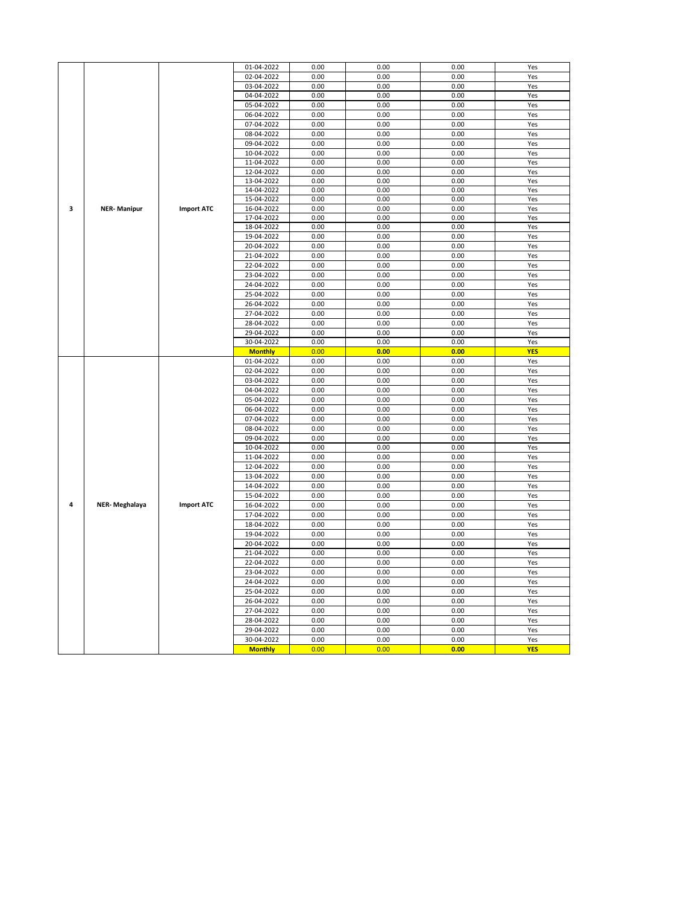| | | | | | | | |
|---|---|---|---|---|---|---|---|
| 3 | NER- Manipur | Import ATC | 01-04-2022 | 0.00 | 0.00 | 0.00 | Yes |
| | | | 02-04-2022 | 0.00 | 0.00 | 0.00 | Yes |
| | | | 03-04-2022 | 0.00 | 0.00 | 0.00 | Yes |
| | | | 04-04-2022 | 0.00 | 0.00 | 0.00 | Yes |
| | | | 05-04-2022 | 0.00 | 0.00 | 0.00 | Yes |
| | | | 06-04-2022 | 0.00 | 0.00 | 0.00 | Yes |
| | | | 07-04-2022 | 0.00 | 0.00 | 0.00 | Yes |
| | | | 08-04-2022 | 0.00 | 0.00 | 0.00 | Yes |
| | | | 09-04-2022 | 0.00 | 0.00 | 0.00 | Yes |
| | | | 10-04-2022 | 0.00 | 0.00 | 0.00 | Yes |
| | | | 11-04-2022 | 0.00 | 0.00 | 0.00 | Yes |
| | | | 12-04-2022 | 0.00 | 0.00 | 0.00 | Yes |
| | | | 13-04-2022 | 0.00 | 0.00 | 0.00 | Yes |
| | | | 14-04-2022 | 0.00 | 0.00 | 0.00 | Yes |
| | | | 15-04-2022 | 0.00 | 0.00 | 0.00 | Yes |
| | | | 16-04-2022 | 0.00 | 0.00 | 0.00 | Yes |
| | | | 17-04-2022 | 0.00 | 0.00 | 0.00 | Yes |
| | | | 18-04-2022 | 0.00 | 0.00 | 0.00 | Yes |
| | | | 19-04-2022 | 0.00 | 0.00 | 0.00 | Yes |
| | | | 20-04-2022 | 0.00 | 0.00 | 0.00 | Yes |
| | | | 21-04-2022 | 0.00 | 0.00 | 0.00 | Yes |
| | | | 22-04-2022 | 0.00 | 0.00 | 0.00 | Yes |
| | | | 23-04-2022 | 0.00 | 0.00 | 0.00 | Yes |
| | | | 24-04-2022 | 0.00 | 0.00 | 0.00 | Yes |
| | | | 25-04-2022 | 0.00 | 0.00 | 0.00 | Yes |
| | | | 26-04-2022 | 0.00 | 0.00 | 0.00 | Yes |
| | | | 27-04-2022 | 0.00 | 0.00 | 0.00 | Yes |
| | | | 28-04-2022 | 0.00 | 0.00 | 0.00 | Yes |
| | | | 29-04-2022 | 0.00 | 0.00 | 0.00 | Yes |
| | | | 30-04-2022 | 0.00 | 0.00 | 0.00 | Yes |
| | | | **Monthly** | 0.00 | **0.00** | **0.00** | **YES** |
| 4 | NER- Meghalaya | Import ATC | 01-04-2022 | 0.00 | 0.00 | 0.00 | Yes |
| | | | 02-04-2022 | 0.00 | 0.00 | 0.00 | Yes |
| | | | 03-04-2022 | 0.00 | 0.00 | 0.00 | Yes |
| | | | 04-04-2022 | 0.00 | 0.00 | 0.00 | Yes |
| | | | 05-04-2022 | 0.00 | 0.00 | 0.00 | Yes |
| | | | 06-04-2022 | 0.00 | 0.00 | 0.00 | Yes |
| | | | 07-04-2022 | 0.00 | 0.00 | 0.00 | Yes |
| | | | 08-04-2022 | 0.00 | 0.00 | 0.00 | Yes |
| | | | 09-04-2022 | 0.00 | 0.00 | 0.00 | Yes |
| | | | 10-04-2022 | 0.00 | 0.00 | 0.00 | Yes |
| | | | 11-04-2022 | 0.00 | 0.00 | 0.00 | Yes |
| | | | 12-04-2022 | 0.00 | 0.00 | 0.00 | Yes |
| | | | 13-04-2022 | 0.00 | 0.00 | 0.00 | Yes |
| | | | 14-04-2022 | 0.00 | 0.00 | 0.00 | Yes |
| | | | 15-04-2022 | 0.00 | 0.00 | 0.00 | Yes |
| | | | 16-04-2022 | 0.00 | 0.00 | 0.00 | Yes |
| | | | 17-04-2022 | 0.00 | 0.00 | 0.00 | Yes |
| | | | 18-04-2022 | 0.00 | 0.00 | 0.00 | Yes |
| | | | 19-04-2022 | 0.00 | 0.00 | 0.00 | Yes |
| | | | 20-04-2022 | 0.00 | 0.00 | 0.00 | Yes |
| | | | 21-04-2022 | 0.00 | 0.00 | 0.00 | Yes |
| | | | 22-04-2022 | 0.00 | 0.00 | 0.00 | Yes |
| | | | 23-04-2022 | 0.00 | 0.00 | 0.00 | Yes |
| | | | 24-04-2022 | 0.00 | 0.00 | 0.00 | Yes |
| | | | 25-04-2022 | 0.00 | 0.00 | 0.00 | Yes |
| | | | 26-04-2022 | 0.00 | 0.00 | 0.00 | Yes |
| | | | 27-04-2022 | 0.00 | 0.00 | 0.00 | Yes |
| | | | 28-04-2022 | 0.00 | 0.00 | 0.00 | Yes |
| | | | 29-04-2022 | 0.00 | 0.00 | 0.00 | Yes |
| | | | 30-04-2022 | 0.00 | 0.00 | 0.00 | Yes |
| | | | **Monthly** | 0.00 | 0.00 | **0.00** | **YES** |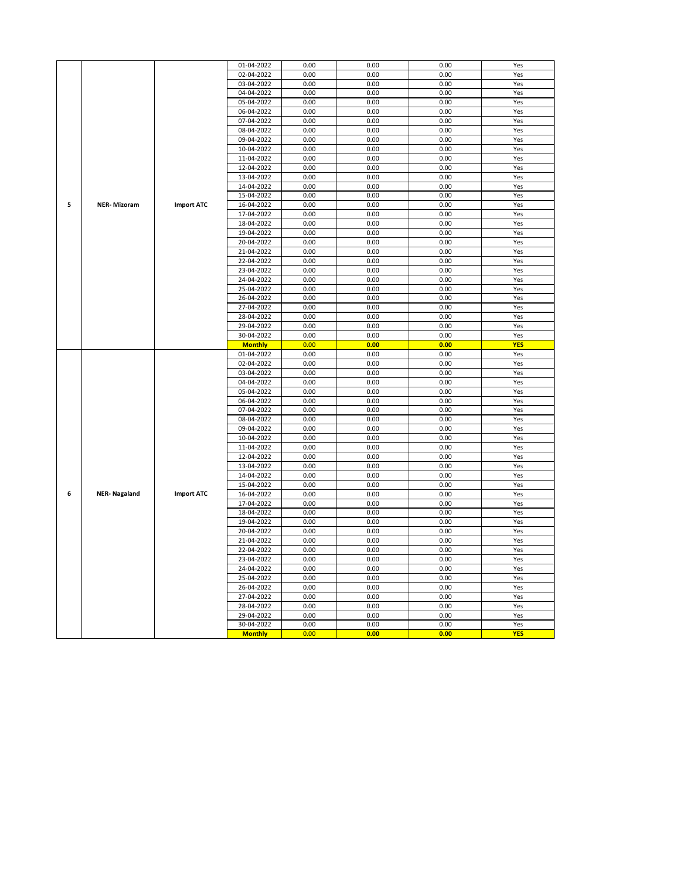|  |  |  |  |  |  |  |  |
|---|---|---|---|---|---|---|---|
| 5 | NER- Mizoram | Import ATC | 01-04-2022 | 0.00 | 0.00 | 0.00 | Yes |
|  |  |  | 02-04-2022 | 0.00 | 0.00 | 0.00 | Yes |
|  |  |  | 03-04-2022 | 0.00 | 0.00 | 0.00 | Yes |
|  |  |  | 04-04-2022 | 0.00 | 0.00 | 0.00 | Yes |
|  |  |  | 05-04-2022 | 0.00 | 0.00 | 0.00 | Yes |
|  |  |  | 06-04-2022 | 0.00 | 0.00 | 0.00 | Yes |
|  |  |  | 07-04-2022 | 0.00 | 0.00 | 0.00 | Yes |
|  |  |  | 08-04-2022 | 0.00 | 0.00 | 0.00 | Yes |
|  |  |  | 09-04-2022 | 0.00 | 0.00 | 0.00 | Yes |
|  |  |  | 10-04-2022 | 0.00 | 0.00 | 0.00 | Yes |
|  |  |  | 11-04-2022 | 0.00 | 0.00 | 0.00 | Yes |
|  |  |  | 12-04-2022 | 0.00 | 0.00 | 0.00 | Yes |
|  |  |  | 13-04-2022 | 0.00 | 0.00 | 0.00 | Yes |
|  |  |  | 14-04-2022 | 0.00 | 0.00 | 0.00 | Yes |
|  |  |  | 15-04-2022 | 0.00 | 0.00 | 0.00 | Yes |
|  |  |  | 16-04-2022 | 0.00 | 0.00 | 0.00 | Yes |
|  |  |  | 17-04-2022 | 0.00 | 0.00 | 0.00 | Yes |
|  |  |  | 18-04-2022 | 0.00 | 0.00 | 0.00 | Yes |
|  |  |  | 19-04-2022 | 0.00 | 0.00 | 0.00 | Yes |
|  |  |  | 20-04-2022 | 0.00 | 0.00 | 0.00 | Yes |
|  |  |  | 21-04-2022 | 0.00 | 0.00 | 0.00 | Yes |
|  |  |  | 22-04-2022 | 0.00 | 0.00 | 0.00 | Yes |
|  |  |  | 23-04-2022 | 0.00 | 0.00 | 0.00 | Yes |
|  |  |  | 24-04-2022 | 0.00 | 0.00 | 0.00 | Yes |
|  |  |  | 25-04-2022 | 0.00 | 0.00 | 0.00 | Yes |
|  |  |  | 26-04-2022 | 0.00 | 0.00 | 0.00 | Yes |
|  |  |  | 27-04-2022 | 0.00 | 0.00 | 0.00 | Yes |
|  |  |  | 28-04-2022 | 0.00 | 0.00 | 0.00 | Yes |
|  |  |  | 29-04-2022 | 0.00 | 0.00 | 0.00 | Yes |
|  |  |  | 30-04-2022 | 0.00 | 0.00 | 0.00 | Yes |
|  |  |  | **Monthly** | 0.00 | **0.00** | **0.00** | **YES** |
| 6 | NER- Nagaland | Import ATC | 01-04-2022 | 0.00 | 0.00 | 0.00 | Yes |
|  |  |  | 02-04-2022 | 0.00 | 0.00 | 0.00 | Yes |
|  |  |  | 03-04-2022 | 0.00 | 0.00 | 0.00 | Yes |
|  |  |  | 04-04-2022 | 0.00 | 0.00 | 0.00 | Yes |
|  |  |  | 05-04-2022 | 0.00 | 0.00 | 0.00 | Yes |
|  |  |  | 06-04-2022 | 0.00 | 0.00 | 0.00 | Yes |
|  |  |  | 07-04-2022 | 0.00 | 0.00 | 0.00 | Yes |
|  |  |  | 08-04-2022 | 0.00 | 0.00 | 0.00 | Yes |
|  |  |  | 09-04-2022 | 0.00 | 0.00 | 0.00 | Yes |
|  |  |  | 10-04-2022 | 0.00 | 0.00 | 0.00 | Yes |
|  |  |  | 11-04-2022 | 0.00 | 0.00 | 0.00 | Yes |
|  |  |  | 12-04-2022 | 0.00 | 0.00 | 0.00 | Yes |
|  |  |  | 13-04-2022 | 0.00 | 0.00 | 0.00 | Yes |
|  |  |  | 14-04-2022 | 0.00 | 0.00 | 0.00 | Yes |
|  |  |  | 15-04-2022 | 0.00 | 0.00 | 0.00 | Yes |
|  |  |  | 16-04-2022 | 0.00 | 0.00 | 0.00 | Yes |
|  |  |  | 17-04-2022 | 0.00 | 0.00 | 0.00 | Yes |
|  |  |  | 18-04-2022 | 0.00 | 0.00 | 0.00 | Yes |
|  |  |  | 19-04-2022 | 0.00 | 0.00 | 0.00 | Yes |
|  |  |  | 20-04-2022 | 0.00 | 0.00 | 0.00 | Yes |
|  |  |  | 21-04-2022 | 0.00 | 0.00 | 0.00 | Yes |
|  |  |  | 22-04-2022 | 0.00 | 0.00 | 0.00 | Yes |
|  |  |  | 23-04-2022 | 0.00 | 0.00 | 0.00 | Yes |
|  |  |  | 24-04-2022 | 0.00 | 0.00 | 0.00 | Yes |
|  |  |  | 25-04-2022 | 0.00 | 0.00 | 0.00 | Yes |
|  |  |  | 26-04-2022 | 0.00 | 0.00 | 0.00 | Yes |
|  |  |  | 27-04-2022 | 0.00 | 0.00 | 0.00 | Yes |
|  |  |  | 28-04-2022 | 0.00 | 0.00 | 0.00 | Yes |
|  |  |  | 29-04-2022 | 0.00 | 0.00 | 0.00 | Yes |
|  |  |  | 30-04-2022 | 0.00 | 0.00 | 0.00 | Yes |
|  |  |  | **Monthly** | 0.00 | **0.00** | **0.00** | **YES** |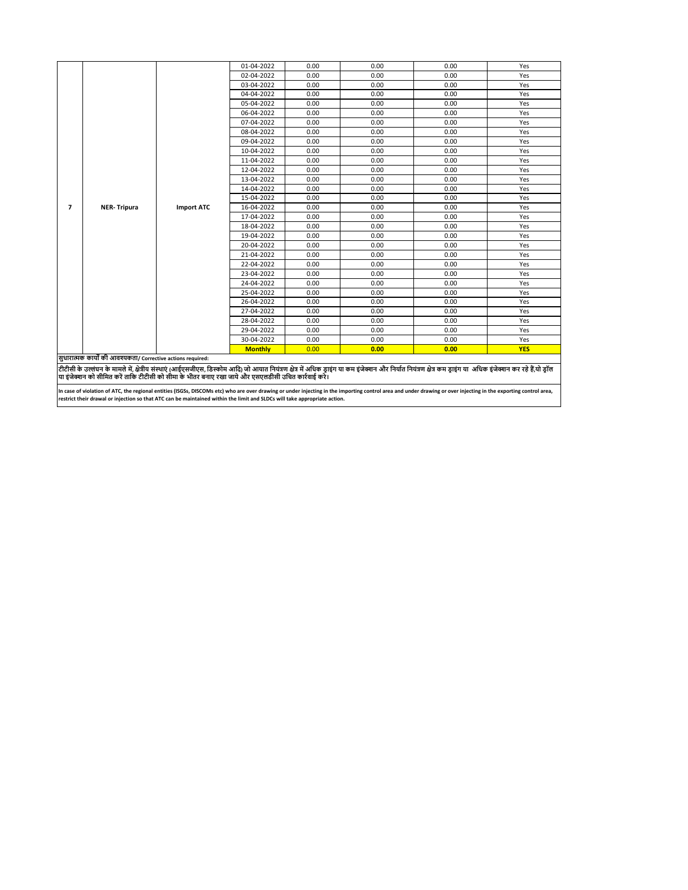| | | | | | | | |
|---|---|---|---|---|---|---|---|
| 7 | NER- Tripura | Import ATC | 01-04-2022 | 0.00 | 0.00 | 0.00 | Yes |
| | | | 02-04-2022 | 0.00 | 0.00 | 0.00 | Yes |
| | | | 03-04-2022 | 0.00 | 0.00 | 0.00 | Yes |
| | | | 04-04-2022 | 0.00 | 0.00 | 0.00 | Yes |
| | | | 05-04-2022 | 0.00 | 0.00 | 0.00 | Yes |
| | | | 06-04-2022 | 0.00 | 0.00 | 0.00 | Yes |
| | | | 07-04-2022 | 0.00 | 0.00 | 0.00 | Yes |
| | | | 08-04-2022 | 0.00 | 0.00 | 0.00 | Yes |
| | | | 09-04-2022 | 0.00 | 0.00 | 0.00 | Yes |
| | | | 10-04-2022 | 0.00 | 0.00 | 0.00 | Yes |
| | | | 11-04-2022 | 0.00 | 0.00 | 0.00 | Yes |
| | | | 12-04-2022 | 0.00 | 0.00 | 0.00 | Yes |
| | | | 13-04-2022 | 0.00 | 0.00 | 0.00 | Yes |
| | | | 14-04-2022 | 0.00 | 0.00 | 0.00 | Yes |
| | | | 15-04-2022 | 0.00 | 0.00 | 0.00 | Yes |
| | | | 16-04-2022 | 0.00 | 0.00 | 0.00 | Yes |
| | | | 17-04-2022 | 0.00 | 0.00 | 0.00 | Yes |
| | | | 18-04-2022 | 0.00 | 0.00 | 0.00 | Yes |
| | | | 19-04-2022 | 0.00 | 0.00 | 0.00 | Yes |
| | | | 20-04-2022 | 0.00 | 0.00 | 0.00 | Yes |
| | | | 21-04-2022 | 0.00 | 0.00 | 0.00 | Yes |
| | | | 22-04-2022 | 0.00 | 0.00 | 0.00 | Yes |
| | | | 23-04-2022 | 0.00 | 0.00 | 0.00 | Yes |
| | | | 24-04-2022 | 0.00 | 0.00 | 0.00 | Yes |
| | | | 25-04-2022 | 0.00 | 0.00 | 0.00 | Yes |
| | | | 26-04-2022 | 0.00 | 0.00 | 0.00 | Yes |
| | | | 27-04-2022 | 0.00 | 0.00 | 0.00 | Yes |
| | | | 28-04-2022 | 0.00 | 0.00 | 0.00 | Yes |
| | | | 29-04-2022 | 0.00 | 0.00 | 0.00 | Yes |
| | | | 30-04-2022 | 0.00 | 0.00 | 0.00 | Yes |
| | | | **Monthly** | 0.00 | **0.00** | **0.00** | **YES** |

**सुधारात्मक कार्यों की आवश्यकता/ Corrective actions required:**

**टीटीसी के उल्लंघन के मामले में, क्षेत्रीय संस्थाएं (आईएसजीएस, डिस्कोम आदि) जो आयात नियंत्रण क्षेत्र में अधिक ड्राइंग या कम इंजेक्शन और निर्यात नियंत्रण क्षेत्र कम ड्राइंग या अधिक इंजेक्शन कर रहे हैं,वो ड्रॉल या इंजेक्शन को सीमित करें ताकि टीटीसी को सीमा के भीतर बनाए रखा जाये और एसएलडीसी उचित कार्रवाई करें।**

**In case of violation of ATC, the regional entities (ISGSs, DISCOMs etc) who are over drawing or under injecting in the importing control area and under drawing or over injecting in the exporting control area, restrict their drawal or injection so that ATC can be maintained within the limit and SLDCs will take appropriate action.**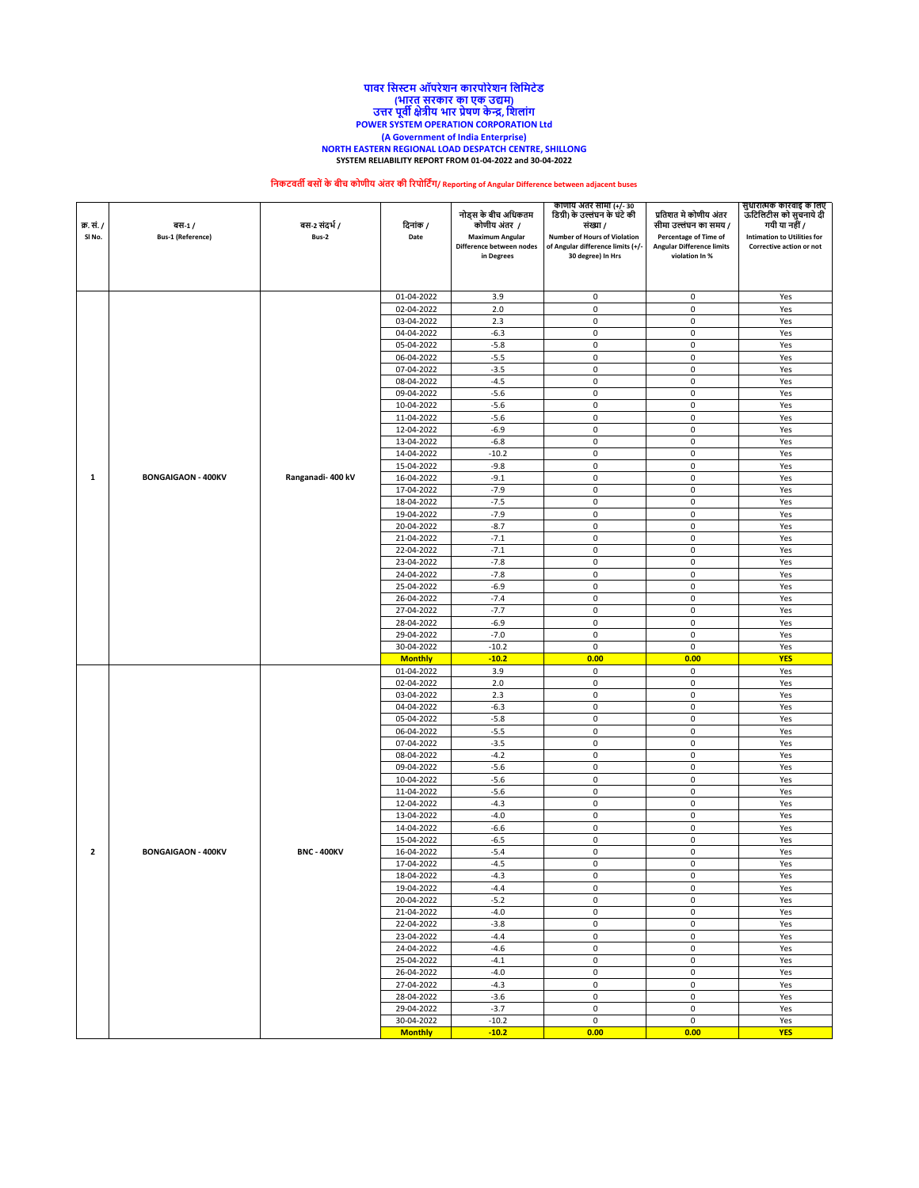**पावर सिस्टम ऑपरेशन कारपोरेशन लिमिटेड**
**(भारत सरकार का एक उद्यम)**
**उत्तर पूर्वी क्षेत्रीय भार प्रेषण केन्द्र, शिलांग**
**POWER SYSTEM OPERATION CORPORATION Ltd**
**(A Government of India Enterprise)**
**NORTH EASTERN REGIONAL LOAD DESPATCH CENTRE, SHILLONG**
**SYSTEM RELIABILITY REPORT FROM 01-04-2022 and 30-04-2022**

**निकटवर्ती बसों के बीच कोणीय अंतर की रिपोर्टिंग/ Reporting of Angular Difference between adjacent buses**

| क्र. सं. / Sl No. | बस-1 / Bus-1 (Reference) | बस-2 संदर्भ / Bus-2 | दिनांक / Date | नोड्स के बीच अधिकतम कोणीय अंतर / Maximum Angular Difference between nodes in Degrees | कोणीय अंतर सीमा (+/- 30 डिग्री) के उल्लंघन के घंटे की संख्या / Number of Hours of Violation of Angular difference limits (+/- 30 degree) In Hrs | प्रतिशत मे कोणीय अंतर सीमा उल्लंघन का समय / Percentage of Time of Angular Difference limits violation In % | सुधारात्मक कारवाइ के लिए ऊटिलिटीस को सुचनायें दी गयी या नहीं / Intimation to Utilities for Corrective action or not |
|---|---|---|---|---|---|---|---|
| 1 | BONGAIGAON - 400KV | Ranganadi- 400 kV | 01-04-2022 | 3.9 | 0 | 0 | Yes |
| | | | 02-04-2022 | 2.0 | 0 | 0 | Yes |
| | | | 03-04-2022 | 2.3 | 0 | 0 | Yes |
| | | | 04-04-2022 | -6.3 | 0 | 0 | Yes |
| | | | 05-04-2022 | -5.8 | 0 | 0 | Yes |
| | | | 06-04-2022 | -5.5 | 0 | 0 | Yes |
| | | | 07-04-2022 | -3.5 | 0 | 0 | Yes |
| | | | 08-04-2022 | -4.5 | 0 | 0 | Yes |
| | | | 09-04-2022 | -5.6 | 0 | 0 | Yes |
| | | | 10-04-2022 | -5.6 | 0 | 0 | Yes |
| | | | 11-04-2022 | -5.6 | 0 | 0 | Yes |
| | | | 12-04-2022 | -6.9 | 0 | 0 | Yes |
| | | | 13-04-2022 | -6.8 | 0 | 0 | Yes |
| | | | 14-04-2022 | -10.2 | 0 | 0 | Yes |
| | | | 15-04-2022 | -9.8 | 0 | 0 | Yes |
| | | | 16-04-2022 | -9.1 | 0 | 0 | Yes |
| | | | 17-04-2022 | -7.9 | 0 | 0 | Yes |
| | | | 18-04-2022 | -7.5 | 0 | 0 | Yes |
| | | | 19-04-2022 | -7.9 | 0 | 0 | Yes |
| | | | 20-04-2022 | -8.7 | 0 | 0 | Yes |
| | | | 21-04-2022 | -7.1 | 0 | 0 | Yes |
| | | | 22-04-2022 | -7.1 | 0 | 0 | Yes |
| | | | 23-04-2022 | -7.8 | 0 | 0 | Yes |
| | | | 24-04-2022 | -7.8 | 0 | 0 | Yes |
| | | | 25-04-2022 | -6.9 | 0 | 0 | Yes |
| | | | 26-04-2022 | -7.4 | 0 | 0 | Yes |
| | | | 27-04-2022 | -7.7 | 0 | 0 | Yes |
| | | | 28-04-2022 | -6.9 | 0 | 0 | Yes |
| | | | 29-04-2022 | -7.0 | 0 | 0 | Yes |
| | | | 30-04-2022 | -10.2 | 0 | 0 | Yes |
| | | | **Monthly** | **-10.2** | **0.00** | **0.00** | **YES** |
| 2 | BONGAIGAON - 400KV | BNC - 400KV | 01-04-2022 | 3.9 | 0 | 0 | Yes |
| | | | 02-04-2022 | 2.0 | 0 | 0 | Yes |
| | | | 03-04-2022 | 2.3 | 0 | 0 | Yes |
| | | | 04-04-2022 | -6.3 | 0 | 0 | Yes |
| | | | 05-04-2022 | -5.8 | 0 | 0 | Yes |
| | | | 06-04-2022 | -5.5 | 0 | 0 | Yes |
| | | | 07-04-2022 | -3.5 | 0 | 0 | Yes |
| | | | 08-04-2022 | -4.2 | 0 | 0 | Yes |
| | | | 09-04-2022 | -5.6 | 0 | 0 | Yes |
| | | | 10-04-2022 | -5.6 | 0 | 0 | Yes |
| | | | 11-04-2022 | -5.6 | 0 | 0 | Yes |
| | | | 12-04-2022 | -4.3 | 0 | 0 | Yes |
| | | | 13-04-2022 | -4.0 | 0 | 0 | Yes |
| | | | 14-04-2022 | -6.6 | 0 | 0 | Yes |
| | | | 15-04-2022 | -6.5 | 0 | 0 | Yes |
| | | | 16-04-2022 | -5.4 | 0 | 0 | Yes |
| | | | 17-04-2022 | -4.5 | 0 | 0 | Yes |
| | | | 18-04-2022 | -4.3 | 0 | 0 | Yes |
| | | | 19-04-2022 | -4.4 | 0 | 0 | Yes |
| | | | 20-04-2022 | -5.2 | 0 | 0 | Yes |
| | | | 21-04-2022 | -4.0 | 0 | 0 | Yes |
| | | | 22-04-2022 | -3.8 | 0 | 0 | Yes |
| | | | 23-04-2022 | -4.4 | 0 | 0 | Yes |
| | | | 24-04-2022 | -4.6 | 0 | 0 | Yes |
| | | | 25-04-2022 | -4.1 | 0 | 0 | Yes |
| | | | 26-04-2022 | -4.0 | 0 | 0 | Yes |
| | | | 27-04-2022 | -4.3 | 0 | 0 | Yes |
| | | | 28-04-2022 | -3.6 | 0 | 0 | Yes |
| | | | 29-04-2022 | -3.7 | 0 | 0 | Yes |
| | | | 30-04-2022 | -10.2 | 0 | 0 | Yes |
| | | | **Monthly** | **-10.2** | **0.00** | **0.00** | **YES** |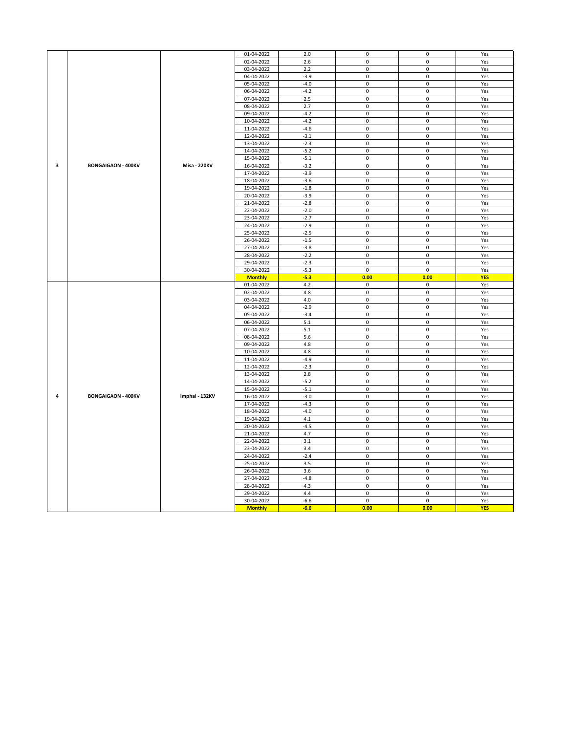| | | | 01-04-2022 | 2.0 | 0 | 0 | Yes |
|---|---|---|---|---|---|---|---|
| | | | 02-04-2022 | 2.6 | 0 | 0 | Yes |
| | | | 03-04-2022 | 2.2 | 0 | 0 | Yes |
| | | | 04-04-2022 | -3.9 | 0 | 0 | Yes |
| | | | 05-04-2022 | -4.0 | 0 | 0 | Yes |
| | | | 06-04-2022 | -4.2 | 0 | 0 | Yes |
| | | | 07-04-2022 | 2.5 | 0 | 0 | Yes |
| | | | 08-04-2022 | 2.7 | 0 | 0 | Yes |
| | | | 09-04-2022 | -4.2 | 0 | 0 | Yes |
| | | | 10-04-2022 | -4.2 | 0 | 0 | Yes |
| | | | 11-04-2022 | -4.6 | 0 | 0 | Yes |
| | | | 12-04-2022 | -3.1 | 0 | 0 | Yes |
| | | | 13-04-2022 | -2.3 | 0 | 0 | Yes |
| | | | 14-04-2022 | -5.2 | 0 | 0 | Yes |
| | | | 15-04-2022 | -5.1 | 0 | 0 | Yes |
| **3** | **BONGAIGAON - 400KV** | **Misa - 220KV** | 16-04-2022 | -3.2 | 0 | 0 | Yes |
| | | | 17-04-2022 | -3.9 | 0 | 0 | Yes |
| | | | 18-04-2022 | -3.6 | 0 | 0 | Yes |
| | | | 19-04-2022 | -1.8 | 0 | 0 | Yes |
| | | | 20-04-2022 | -3.9 | 0 | 0 | Yes |
| | | | 21-04-2022 | -2.8 | 0 | 0 | Yes |
| | | | 22-04-2022 | -2.0 | 0 | 0 | Yes |
| | | | 23-04-2022 | -2.7 | 0 | 0 | Yes |
| | | | 24-04-2022 | -2.9 | 0 | 0 | Yes |
| | | | 25-04-2022 | -2.5 | 0 | 0 | Yes |
| | | | 26-04-2022 | -1.5 | 0 | 0 | Yes |
| | | | 27-04-2022 | -3.8 | 0 | 0 | Yes |
| | | | 28-04-2022 | -2.2 | 0 | 0 | Yes |
| | | | 29-04-2022 | -2.3 | 0 | 0 | Yes |
| | | | 30-04-2022 | -5.3 | 0 | 0 | Yes |
| | | | **Monthly** | **-5.3** | **0.00** | **0.00** | **YES** |
| | | | 01-04-2022 | 4.2 | 0 | 0 | Yes |
| | | | 02-04-2022 | 4.8 | 0 | 0 | Yes |
| | | | 03-04-2022 | 4.0 | 0 | 0 | Yes |
| | | | 04-04-2022 | -2.9 | 0 | 0 | Yes |
| | | | 05-04-2022 | -3.4 | 0 | 0 | Yes |
| | | | 06-04-2022 | 5.1 | 0 | 0 | Yes |
| | | | 07-04-2022 | 5.1 | 0 | 0 | Yes |
| | | | 08-04-2022 | 5.6 | 0 | 0 | Yes |
| | | | 09-04-2022 | 4.8 | 0 | 0 | Yes |
| | | | 10-04-2022 | 4.8 | 0 | 0 | Yes |
| | | | 11-04-2022 | -4.9 | 0 | 0 | Yes |
| | | | 12-04-2022 | -2.3 | 0 | 0 | Yes |
| | | | 13-04-2022 | 2.8 | 0 | 0 | Yes |
| | | | 14-04-2022 | -5.2 | 0 | 0 | Yes |
| | | | 15-04-2022 | -5.1 | 0 | 0 | Yes |
| **4** | **BONGAIGAON - 400KV** | **Imphal - 132KV** | 16-04-2022 | -3.0 | 0 | 0 | Yes |
| | | | 17-04-2022 | -4.3 | 0 | 0 | Yes |
| | | | 18-04-2022 | -4.0 | 0 | 0 | Yes |
| | | | 19-04-2022 | 4.1 | 0 | 0 | Yes |
| | | | 20-04-2022 | -4.5 | 0 | 0 | Yes |
| | | | 21-04-2022 | 4.7 | 0 | 0 | Yes |
| | | | 22-04-2022 | 3.1 | 0 | 0 | Yes |
| | | | 23-04-2022 | 3.4 | 0 | 0 | Yes |
| | | | 24-04-2022 | -2.4 | 0 | 0 | Yes |
| | | | 25-04-2022 | 3.5 | 0 | 0 | Yes |
| | | | 26-04-2022 | 3.6 | 0 | 0 | Yes |
| | | | 27-04-2022 | -4.8 | 0 | 0 | Yes |
| | | | 28-04-2022 | 4.3 | 0 | 0 | Yes |
| | | | 29-04-2022 | 4.4 | 0 | 0 | Yes |
| | | | 30-04-2022 | -6.6 | 0 | 0 | Yes |
| | | | **Monthly** | **-6.6** | **0.00** | **0.00** | **YES** |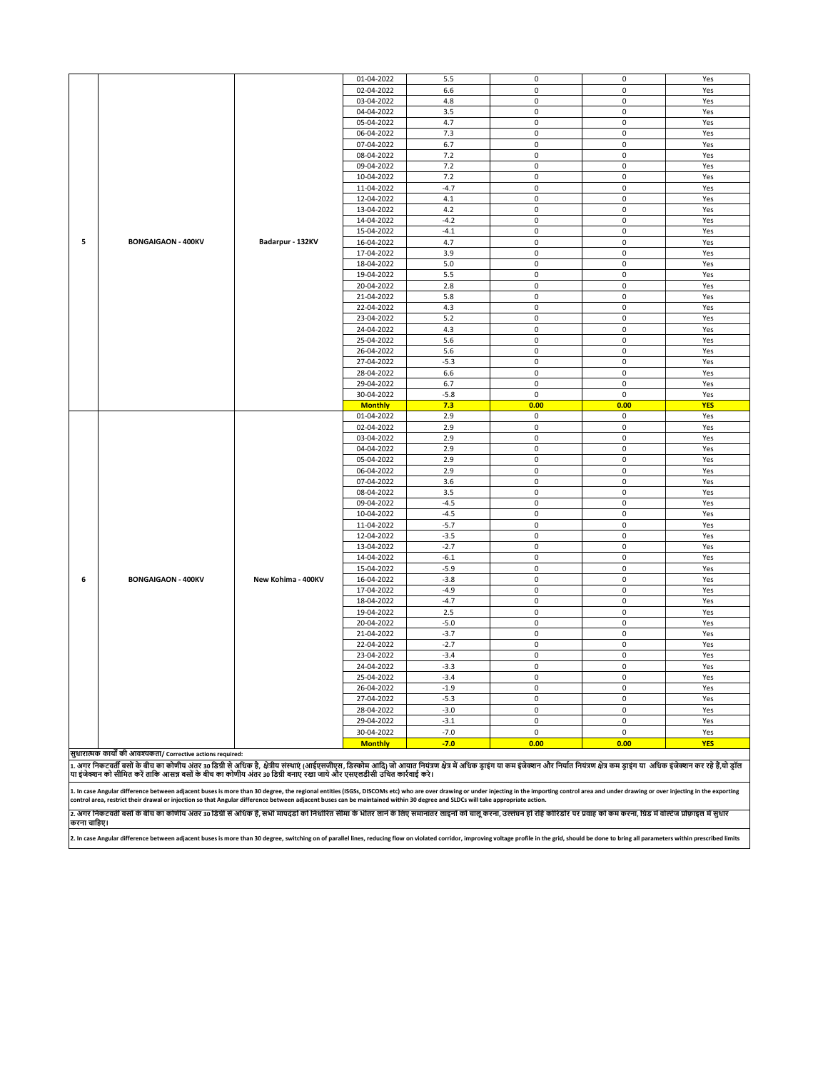| | | | | | | | |
|---|---|---|---|---|---|---|---|
| 5 | BONGAIGAON - 400KV | Badarpur - 132KV | 01-04-2022 | 5.5 | 0 | 0 | Yes |
| | | | 02-04-2022 | 6.6 | 0 | 0 | Yes |
| | | | 03-04-2022 | 4.8 | 0 | 0 | Yes |
| | | | 04-04-2022 | 3.5 | 0 | 0 | Yes |
| | | | 05-04-2022 | 4.7 | 0 | 0 | Yes |
| | | | 06-04-2022 | 7.3 | 0 | 0 | Yes |
| | | | 07-04-2022 | 6.7 | 0 | 0 | Yes |
| | | | 08-04-2022 | 7.2 | 0 | 0 | Yes |
| | | | 09-04-2022 | 7.2 | 0 | 0 | Yes |
| | | | 10-04-2022 | 7.2 | 0 | 0 | Yes |
| | | | 11-04-2022 | -4.7 | 0 | 0 | Yes |
| | | | 12-04-2022 | 4.1 | 0 | 0 | Yes |
| | | | 13-04-2022 | 4.2 | 0 | 0 | Yes |
| | | | 14-04-2022 | -4.2 | 0 | 0 | Yes |
| | | | 15-04-2022 | -4.1 | 0 | 0 | Yes |
| | | | 16-04-2022 | 4.7 | 0 | 0 | Yes |
| | | | 17-04-2022 | 3.9 | 0 | 0 | Yes |
| | | | 18-04-2022 | 5.0 | 0 | 0 | Yes |
| | | | 19-04-2022 | 5.5 | 0 | 0 | Yes |
| | | | 20-04-2022 | 2.8 | 0 | 0 | Yes |
| | | | 21-04-2022 | 5.8 | 0 | 0 | Yes |
| | | | 22-04-2022 | 4.3 | 0 | 0 | Yes |
| | | | 23-04-2022 | 5.2 | 0 | 0 | Yes |
| | | | 24-04-2022 | 4.3 | 0 | 0 | Yes |
| | | | 25-04-2022 | 5.6 | 0 | 0 | Yes |
| | | | 26-04-2022 | 5.6 | 0 | 0 | Yes |
| | | | 27-04-2022 | -5.3 | 0 | 0 | Yes |
| | | | 28-04-2022 | 6.6 | 0 | 0 | Yes |
| | | | 29-04-2022 | 6.7 | 0 | 0 | Yes |
| | | | 30-04-2022 | -5.8 | 0 | 0 | Yes |
| | | | **Monthly** | **7.3** | **0.00** | **0.00** | **YES** |
| 6 | BONGAIGAON - 400KV | New Kohima - 400KV | 01-04-2022 | 2.9 | 0 | 0 | Yes |
| | | | 02-04-2022 | 2.9 | 0 | 0 | Yes |
| | | | 03-04-2022 | 2.9 | 0 | 0 | Yes |
| | | | 04-04-2022 | 2.9 | 0 | 0 | Yes |
| | | | 05-04-2022 | 2.9 | 0 | 0 | Yes |
| | | | 06-04-2022 | 2.9 | 0 | 0 | Yes |
| | | | 07-04-2022 | 3.6 | 0 | 0 | Yes |
| | | | 08-04-2022 | 3.5 | 0 | 0 | Yes |
| | | | 09-04-2022 | -4.5 | 0 | 0 | Yes |
| | | | 10-04-2022 | -4.5 | 0 | 0 | Yes |
| | | | 11-04-2022 | -5.7 | 0 | 0 | Yes |
| | | | 12-04-2022 | -3.5 | 0 | 0 | Yes |
| | | | 13-04-2022 | -2.7 | 0 | 0 | Yes |
| | | | 14-04-2022 | -6.1 | 0 | 0 | Yes |
| | | | 15-04-2022 | -5.9 | 0 | 0 | Yes |
| | | | 16-04-2022 | -3.8 | 0 | 0 | Yes |
| | | | 17-04-2022 | -4.9 | 0 | 0 | Yes |
| | | | 18-04-2022 | -4.7 | 0 | 0 | Yes |
| | | | 19-04-2022 | 2.5 | 0 | 0 | Yes |
| | | | 20-04-2022 | -5.0 | 0 | 0 | Yes |
| | | | 21-04-2022 | -3.7 | 0 | 0 | Yes |
| | | | 22-04-2022 | -2.7 | 0 | 0 | Yes |
| | | | 23-04-2022 | -3.4 | 0 | 0 | Yes |
| | | | 24-04-2022 | -3.3 | 0 | 0 | Yes |
| | | | 25-04-2022 | -3.4 | 0 | 0 | Yes |
| | | | 26-04-2022 | -1.9 | 0 | 0 | Yes |
| | | | 27-04-2022 | -5.3 | 0 | 0 | Yes |
| | | | 28-04-2022 | -3.0 | 0 | 0 | Yes |
| | | | 29-04-2022 | -3.1 | 0 | 0 | Yes |
| | | | 30-04-2022 | -7.0 | 0 | 0 | Yes |
| | | | **Monthly** | **-7.0** | **0.00** | **0.00** | **YES** |

**सुधारात्मक कार्यों की आवश्यकता/ Corrective actions required:**

**1. अगर निकटवर्ती बसों के बीच का कोणीय अंतर 30 डिग्री से अधिक है, क्षेत्रीय संस्थाएं (आईएसजीएस, डिस्कोम आदि) जो आयात नियंत्रण क्षेत्र में अधिक ड्राइंग या कम इंजेक्शन और निर्यात नियंत्रण क्षेत्र कम ड्राइंग या अधिक इंजेक्शन कर रहे हैं,वो ड्रॉल या इंजेक्शन को सीमित करें ताकि आसन्न बसों के बीच का कोणीय अंतर 30 डिग्री बनाए रखा जाये और एसएलडीसी उचित कार्रवाई करे।**

**1. In case Angular difference between adjacent buses is more than 30 degree, the regional entities (ISGSs, DISCOMs etc) who are over drawing or under injecting in the importing control area and under drawing or over injecting in the exporting control area, restrict their drawal or injection so that Angular difference between adjacent buses can be maintained within 30 degree and SLDCs will take appropriate action.**

**2. अगर निकटवर्ती बसों के बीच का कोणीय अंतर 30 डिग्री से अधिक है, सभी मापदंडों को निर्धारित सीमा के भीतर लाने के लिए समानांतर लाइनों को चालू करना, उल्लंघन हो रहे कॉरिडोर पर प्रवाह को कम करना, ग्रिड में वोल्टेज प्रोफ़ाइल में सुधार करना चाहिए।**

**2. In case Angular difference between adjacent buses is more than 30 degree, switching on of parallel lines, reducing flow on violated corridor, improving voltage profile in the grid, should be done to bring all parameters within prescribed limits**